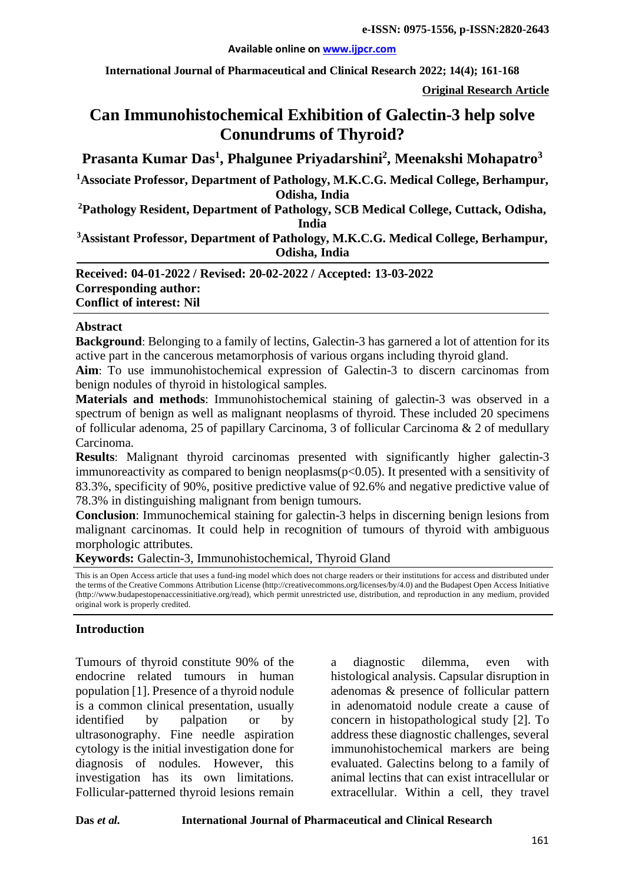**e-ISSN: 0975-1556, p-ISSN:2820-2643**

**Available online on www.ijpcr.com**

**International Journal of Pharmaceutical and Clinical Research 2022; 14(4); 161-168**

**Original Research Article**

# Can Immunohistochemical Exhibition of Galectin-3 help solve Conundrums of Thyroid?

**Prasanta Kumar Das[1], Phalgunee Priyadarshini[2], Meenakshi Mohapatro[3]**

**[1]Associate Professor, Department of Pathology, M.K.C.G. Medical College, Berhampur, Odisha, India**

**[2]Pathology Resident, Department of Pathology, SCB Medical College, Cuttack, Odisha, India**

**[3]Assistant Professor, Department of Pathology, M.K.C.G. Medical College, Berhampur, Odisha, India**

**Received: 04-01-2022 / Revised: 20-02-2022 / Accepted: 13-03-2022**
**Corresponding author:**
**Conflict of interest: Nil**

## Abstract

**Background**: Belonging to a family of lectins, Galectin-3 has garnered a lot of attention for its active part in the cancerous metamorphosis of various organs including thyroid gland.

**Aim**: To use immunohistochemical expression of Galectin-3 to discern carcinomas from benign nodules of thyroid in histological samples.

**Materials and methods**: Immunohistochemical staining of galectin-3 was observed in a spectrum of benign as well as malignant neoplasms of thyroid. These included 20 specimens of follicular adenoma, 25 of papillary Carcinoma, 3 of follicular Carcinoma & 2 of medullary Carcinoma.

**Results**: Malignant thyroid carcinomas presented with significantly higher galectin-3 immunoreactivity as compared to benign neoplasms($p<0.05$). It presented with a sensitivity of 83.3%, specificity of 90%, positive predictive value of 92.6% and negative predictive value of 78.3% in distinguishing malignant from benign tumours.

**Conclusion**: Immunochemical staining for galectin-3 helps in discerning benign lesions from malignant carcinomas. It could help in recognition of tumours of thyroid with ambiguous morphologic attributes.

**Keywords:** Galectin-3, Immunohistochemical, Thyroid Gland

This is an Open Access article that uses a fund-ing model which does not charge readers or their institutions for access and distributed under the terms of the Creative Commons Attribution License (http://creativecommons.org/licenses/by/4.0) and the Budapest Open Access Initiative (http://www.budapestopenaccessinitiative.org/read), which permit unrestricted use, distribution, and reproduction in any medium, provided original work is properly credited.

## Introduction

Tumours of thyroid constitute 90% of the endocrine related tumours in human population [1]. Presence of a thyroid nodule is a common clinical presentation, usually identified by palpation or by ultrasonography. Fine needle aspiration cytology is the initial investigation done for diagnosis of nodules. However, this investigation has its own limitations. Follicular-patterned thyroid lesions remain a diagnostic dilemma, even with histological analysis. Capsular disruption in adenomas & presence of follicular pattern in adenomatoid nodule create a cause of concern in histopathological study [2]. To address these diagnostic challenges, several immunohistochemical markers are being evaluated. Galectins belong to a family of animal lectins that can exist intracellular or extracellular. Within a cell, they travel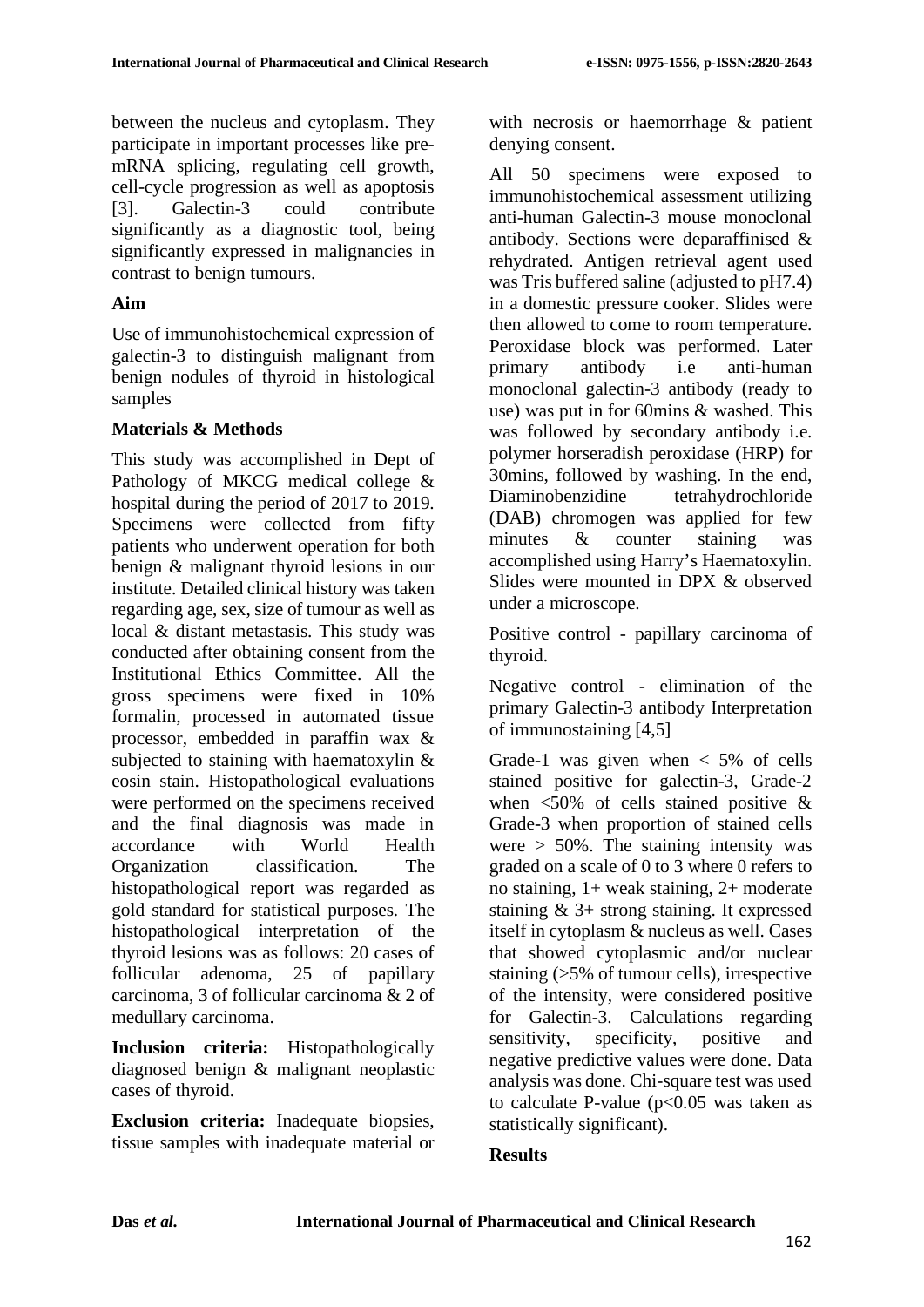between the nucleus and cytoplasm. They participate in important processes like pre-mRNA splicing, regulating cell growth, cell-cycle progression as well as apoptosis [3]. Galectin-3 could contribute significantly as a diagnostic tool, being significantly expressed in malignancies in contrast to benign tumours.

## Aim

Use of immunohistochemical expression of galectin-3 to distinguish malignant from benign nodules of thyroid in histological samples

## Materials & Methods

This study was accomplished in Dept of Pathology of MKCG medical college & hospital during the period of 2017 to 2019. Specimens were collected from fifty patients who underwent operation for both benign & malignant thyroid lesions in our institute. Detailed clinical history was taken regarding age, sex, size of tumour as well as local & distant metastasis. This study was conducted after obtaining consent from the Institutional Ethics Committee. All the gross specimens were fixed in 10% formalin, processed in automated tissue processor, embedded in paraffin wax & subjected to staining with haematoxylin & eosin stain. Histopathological evaluations were performed on the specimens received and the final diagnosis was made in accordance with World Health Organization classification. The histopathological report was regarded as gold standard for statistical purposes. The histopathological interpretation of the thyroid lesions was as follows: 20 cases of follicular adenoma, 25 of papillary carcinoma, 3 of follicular carcinoma & 2 of medullary carcinoma.

**Inclusion criteria:** Histopathologically diagnosed benign & malignant neoplastic cases of thyroid.

**Exclusion criteria:** Inadequate biopsies, tissue samples with inadequate material or with necrosis or haemorrhage & patient denying consent.

All 50 specimens were exposed to immunohistochemical assessment utilizing anti-human Galectin-3 mouse monoclonal antibody. Sections were deparaffinised & rehydrated. Antigen retrieval agent used was Tris buffered saline (adjusted to pH7.4) in a domestic pressure cooker. Slides were then allowed to come to room temperature. Peroxidase block was performed. Later primary antibody i.e anti-human monoclonal galectin-3 antibody (ready to use) was put in for 60mins & washed. This was followed by secondary antibody i.e. polymer horseradish peroxidase (HRP) for 30mins, followed by washing. In the end, Diaminobenzidine tetrahydrochloride (DAB) chromogen was applied for few minutes & counter staining was accomplished using Harry's Haematoxylin. Slides were mounted in DPX & observed under a microscope.

Positive control - papillary carcinoma of thyroid.

Negative control - elimination of the primary Galectin-3 antibody Interpretation of immunostaining [4,5]

Grade-1 was given when < 5% of cells stained positive for galectin-3, Grade-2 when <50% of cells stained positive & Grade-3 when proportion of stained cells were > 50%. The staining intensity was graded on a scale of 0 to 3 where 0 refers to no staining, 1+ weak staining, 2+ moderate staining & 3+ strong staining. It expressed itself in cytoplasm & nucleus as well. Cases that showed cytoplasmic and/or nuclear staining (>5% of tumour cells), irrespective of the intensity, were considered positive for Galectin-3. Calculations regarding sensitivity, specificity, positive and negative predictive values were done. Data analysis was done. Chi-square test was used to calculate P-value ($p<0.05$ was taken as statistically significant).

## Results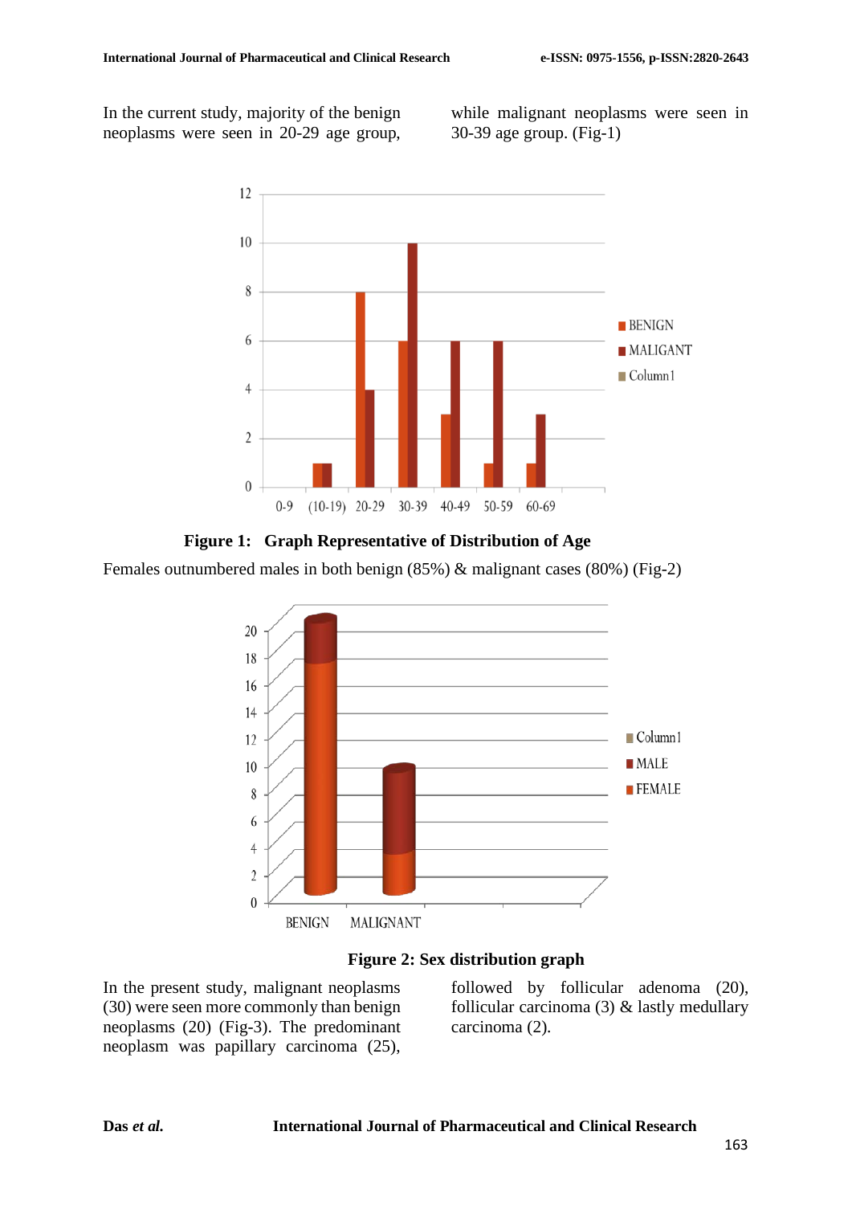In the current study, majority of the benign neoplasms were seen in 20-29 age group, while malignant neoplasms were seen in 30-39 age group. (Fig-1)

**Figure 1: Graph Representative of Distribution of Age**

Females outnumbered males in both benign (85%) & malignant cases (80%) (Fig-2)

**Figure 2: Sex distribution graph**

In the present study, malignant neoplasms (30) were seen more commonly than benign neoplasms (20) (Fig-3). The predominant neoplasm was papillary carcinoma (25), followed by follicular adenoma (20), follicular carcinoma (3) & lastly medullary carcinoma (2).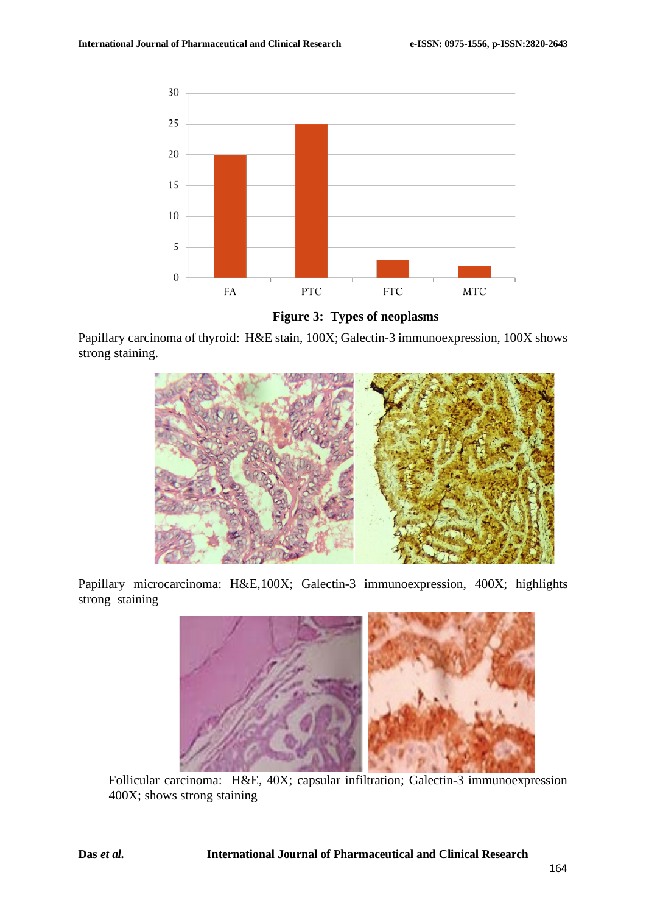**Figure 3: Types of neoplasms**

Papillary carcinoma of thyroid: H&E stain, 100X; Galectin-3 immunoexpression, 100X shows strong staining.

Papillary microcarcinoma: H&E,100X; Galectin-3 immunoexpression, 400X; highlights strong staining

Follicular carcinoma: H&E, 40X; capsular infiltration; Galectin-3 immunoexpression 400X; shows strong staining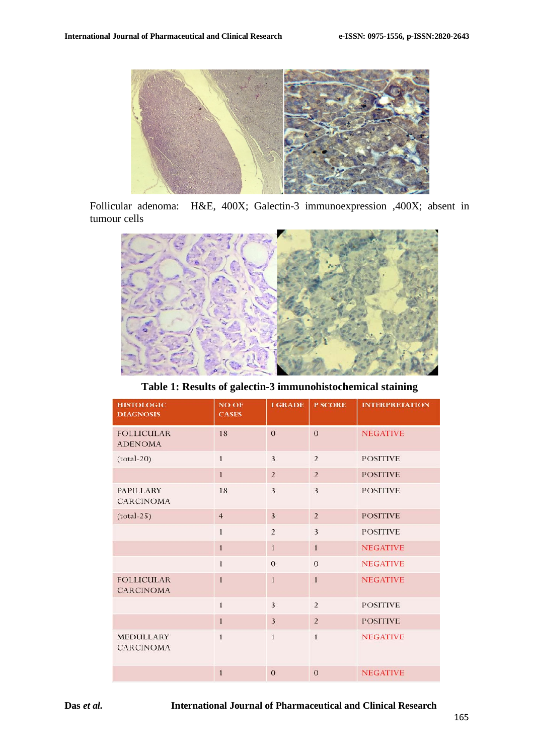Follicular adenoma: H&E, 400X; Galectin-3 immunoexpression ,400X; absent in tumour cells

**Table 1: Results of galectin-3 immunohistochemical staining**

| HISTOLOGIC DIAGNOSIS | NO OF CASES | I GRADE | P SCORE | INTERPRETATION |
|---|---|---|---|---|
| FOLLICULAR ADENOMA | 18 | 0 | 0 | NEGATIVE |
| (total-20) | 1 | 3 | 2 | POSITIVE |
| | 1 | 2 | 2 | POSITIVE |
| PAPILLARY CARCINOMA | 18 | 3 | 3 | POSITIVE |
| (total-25) | 4 | 3 | 2 | POSITIVE |
| | 1 | 2 | 3 | POSITIVE |
| | 1 | 1 | 1 | NEGATIVE |
| | 1 | 0 | 0 | NEGATIVE |
| FOLLICULAR CARCINOMA | 1 | 1 | 1 | NEGATIVE |
| | 1 | 3 | 2 | POSITIVE |
| | 1 | 3 | 2 | POSITIVE |
| MEDULLARY CARCINOMA | 1 | 1 | 1 | NEGATIVE |
| | 1 | 0 | 0 | NEGATIVE |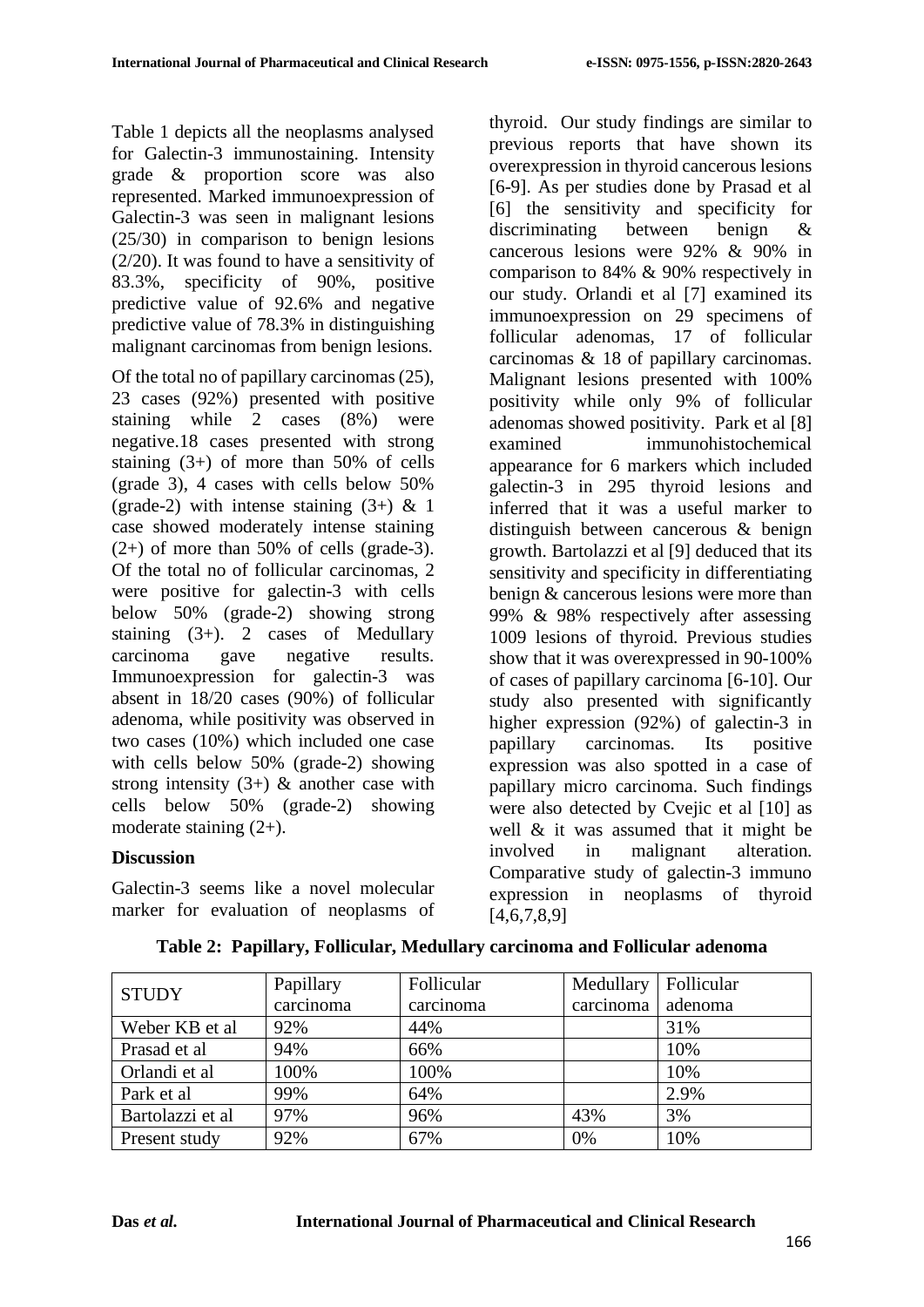Table 1 depicts all the neoplasms analysed for Galectin-3 immunostaining. Intensity grade & proportion score was also represented. Marked immunoexpression of Galectin-3 was seen in malignant lesions (25/30) in comparison to benign lesions (2/20). It was found to have a sensitivity of 83.3%, specificity of 90%, positive predictive value of 92.6% and negative predictive value of 78.3% in distinguishing malignant carcinomas from benign lesions.

Of the total no of papillary carcinomas (25), 23 cases (92%) presented with positive staining while 2 cases (8%) were negative.18 cases presented with strong staining (3+) of more than 50% of cells (grade 3), 4 cases with cells below 50% (grade-2) with intense staining (3+) & 1 case showed moderately intense staining (2+) of more than 50% of cells (grade-3). Of the total no of follicular carcinomas, 2 were positive for galectin-3 with cells below 50% (grade-2) showing strong staining (3+). 2 cases of Medullary carcinoma gave negative results. Immunoexpression for galectin-3 was absent in 18/20 cases (90%) of follicular adenoma, while positivity was observed in two cases (10%) which included one case with cells below 50% (grade-2) showing strong intensity (3+) & another case with cells below 50% (grade-2) showing moderate staining (2+).

## Discussion

Galectin-3 seems like a novel molecular marker for evaluation of neoplasms of thyroid. Our study findings are similar to previous reports that have shown its overexpression in thyroid cancerous lesions [6-9]. As per studies done by Prasad et al [6] the sensitivity and specificity for discriminating between benign & cancerous lesions were 92% & 90% in comparison to 84% & 90% respectively in our study. Orlandi et al [7] examined its immunoexpression on 29 specimens of follicular adenomas, 17 of follicular carcinomas & 18 of papillary carcinomas. Malignant lesions presented with 100% positivity while only 9% of follicular adenomas showed positivity. Park et al [8] examined immunohistochemical appearance for 6 markers which included galectin-3 in 295 thyroid lesions and inferred that it was a useful marker to distinguish between cancerous & benign growth. Bartolazzi et al [9] deduced that its sensitivity and specificity in differentiating benign & cancerous lesions were more than 99% & 98% respectively after assessing 1009 lesions of thyroid. Previous studies show that it was overexpressed in 90-100% of cases of papillary carcinoma [6-10]. Our study also presented with significantly higher expression (92%) of galectin-3 in papillary carcinomas. Its positive expression was also spotted in a case of papillary micro carcinoma. Such findings were also detected by Cvejic et al [10] as well & it was assumed that it might be involved in malignant alteration. Comparative study of galectin-3 immuno expression in neoplasms of thyroid [4,6,7,8,9]

**Table 2: Papillary, Follicular, Medullary carcinoma and Follicular adenoma**

| STUDY | Papillary carcinoma | Follicular carcinoma | Medullary carcinoma | Follicular adenoma |
|---|---|---|---|---|
| Weber KB et al | 92% | 44% | | 31% |
| Prasad et al | 94% | 66% | | 10% |
| Orlandi et al | 100% | 100% | | 10% |
| Park et al | 99% | 64% | | 2.9% |
| Bartolazzi et al | 97% | 96% | 43% | 3% |
| Present study | 92% | 67% | 0% | 10% |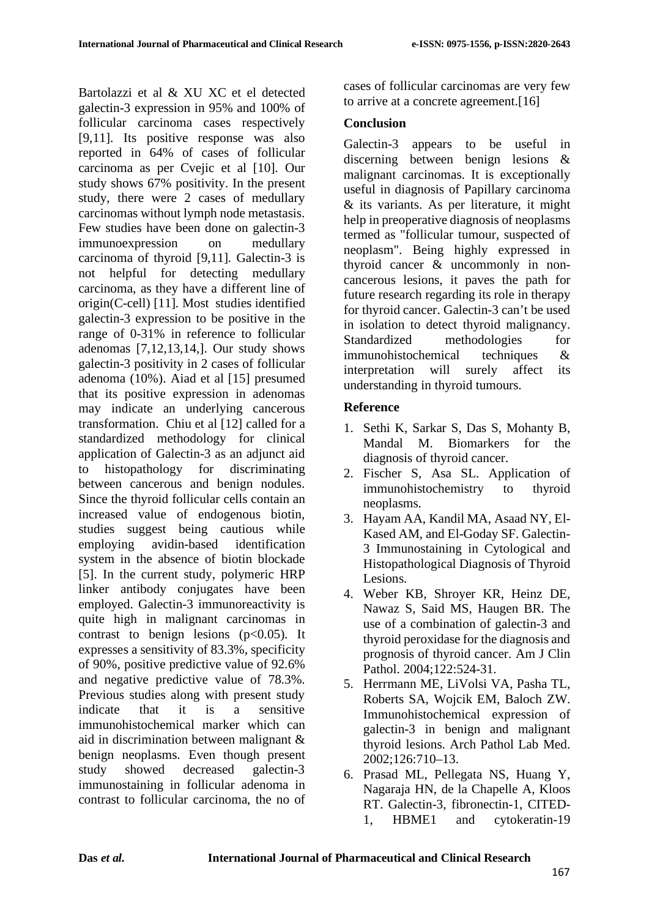Bartolazzi et al & XU XC et el detected galectin-3 expression in 95% and 100% of follicular carcinoma cases respectively [9,11]. Its positive response was also reported in 64% of cases of follicular carcinoma as per Cvejic et al [10]. Our study shows 67% positivity. In the present study, there were 2 cases of medullary carcinomas without lymph node metastasis. Few studies have been done on galectin-3 immunoexpression on medullary carcinoma of thyroid [9,11]. Galectin-3 is not helpful for detecting medullary carcinoma, as they have a different line of origin(C-cell) [11]. Most studies identified galectin-3 expression to be positive in the range of 0-31% in reference to follicular adenomas [7,12,13,14,]. Our study shows galectin-3 positivity in 2 cases of follicular adenoma (10%). Aiad et al [15] presumed that its positive expression in adenomas may indicate an underlying cancerous transformation. Chiu et al [12] called for a standardized methodology for clinical application of Galectin-3 as an adjunct aid to histopathology for discriminating between cancerous and benign nodules. Since the thyroid follicular cells contain an increased value of endogenous biotin, studies suggest being cautious while employing avidin-based identification system in the absence of biotin blockade [5]. In the current study, polymeric HRP linker antibody conjugates have been employed. Galectin-3 immunoreactivity is quite high in malignant carcinomas in contrast to benign lesions ($p<0.05$). It expresses a sensitivity of 83.3%, specificity of 90%, positive predictive value of 92.6% and negative predictive value of 78.3%. Previous studies along with present study indicate that it is a sensitive immunohistochemical marker which can aid in discrimination between malignant & benign neoplasms. Even though present study showed decreased galectin-3 immunostaining in follicular adenoma in contrast to follicular carcinoma, the no of cases of follicular carcinomas are very few to arrive at a concrete agreement.[16]

## Conclusion

Galectin-3 appears to be useful in discerning between benign lesions & malignant carcinomas. It is exceptionally useful in diagnosis of Papillary carcinoma & its variants. As per literature, it might help in preoperative diagnosis of neoplasms termed as "follicular tumour, suspected of neoplasm". Being highly expressed in thyroid cancer & uncommonly in non-cancerous lesions, it paves the path for future research regarding its role in therapy for thyroid cancer. Galectin-3 can't be used in isolation to detect thyroid malignancy. Standardized methodologies for immunohistochemical techniques & interpretation will surely affect its understanding in thyroid tumours.

## Reference

1. Sethi K, Sarkar S, Das S, Mohanty B, Mandal M. Biomarkers for the diagnosis of thyroid cancer.
2. Fischer S, Asa SL. Application of immunohistochemistry to thyroid neoplasms.
3. Hayam AA, Kandil MA, Asaad NY, El-Kased AM, and El-Goday SF. Galectin-3 Immunostaining in Cytological and Histopathological Diagnosis of Thyroid Lesions.
4. Weber KB, Shroyer KR, Heinz DE, Nawaz S, Said MS, Haugen BR. The use of a combination of galectin-3 and thyroid peroxidase for the diagnosis and prognosis of thyroid cancer. Am J Clin Pathol. 2004;122:524-31.
5. Herrmann ME, LiVolsi VA, Pasha TL, Roberts SA, Wojcik EM, Baloch ZW. Immunohistochemical expression of galectin-3 in benign and malignant thyroid lesions. Arch Pathol Lab Med. 2002;126:710–13.
6. Prasad ML, Pellegata NS, Huang Y, Nagaraja HN, de la Chapelle A, Kloos RT. Galectin-3, fibronectin-1, CITED-1, HBME1 and cytokeratin-19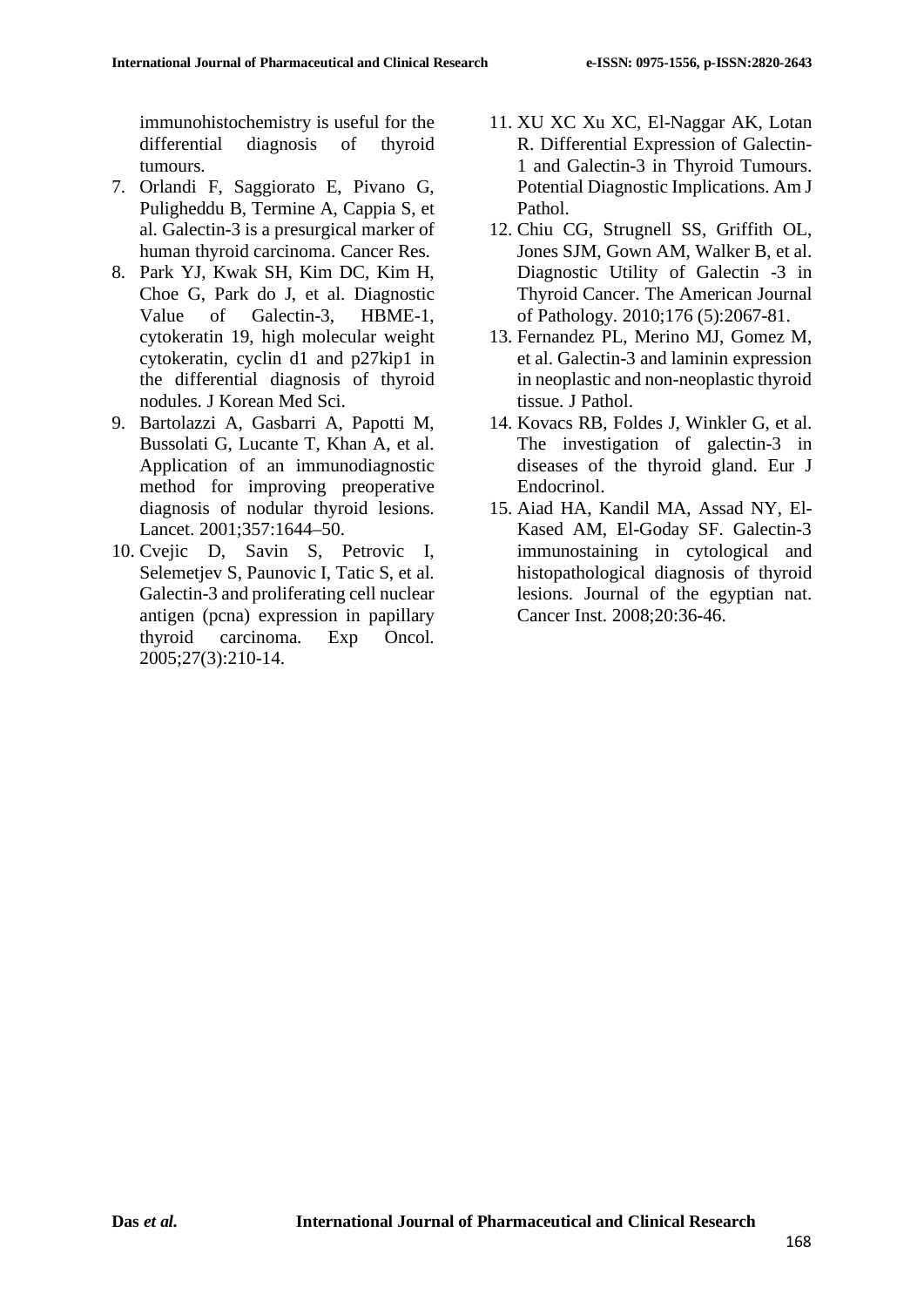immunohistochemistry is useful for the differential diagnosis of thyroid tumours.

7. Orlandi F, Saggiorato E, Pivano G, Puligheddu B, Termine A, Cappia S, et al. Galectin-3 is a presurgical marker of human thyroid carcinoma. Cancer Res.
8. Park YJ, Kwak SH, Kim DC, Kim H, Choe G, Park do J, et al. Diagnostic Value of Galectin-3, HBME-1, cytokeratin 19, high molecular weight cytokeratin, cyclin d1 and p27kip1 in the differential diagnosis of thyroid nodules. J Korean Med Sci.
9. Bartolazzi A, Gasbarri A, Papotti M, Bussolati G, Lucante T, Khan A, et al. Application of an immunodiagnostic method for improving preoperative diagnosis of nodular thyroid lesions. Lancet. 2001;357:1644–50.
10. Cvejic D, Savin S, Petrovic I, Selemetjev S, Paunovic I, Tatic S, et al. Galectin-3 and proliferating cell nuclear antigen (pcna) expression in papillary thyroid carcinoma. Exp Oncol. 2005;27(3):210-14.
11. XU XC Xu XC, El-Naggar AK, Lotan R. Differential Expression of Galectin-1 and Galectin-3 in Thyroid Tumours. Potential Diagnostic Implications. Am J Pathol.
12. Chiu CG, Strugnell SS, Griffith OL, Jones SJM, Gown AM, Walker B, et al. Diagnostic Utility of Galectin -3 in Thyroid Cancer. The American Journal of Pathology. 2010;176 (5):2067-81.
13. Fernandez PL, Merino MJ, Gomez M, et al. Galectin-3 and laminin expression in neoplastic and non-neoplastic thyroid tissue. J Pathol.
14. Kovacs RB, Foldes J, Winkler G, et al. The investigation of galectin-3 in diseases of the thyroid gland. Eur J Endocrinol.
15. Aiad HA, Kandil MA, Assad NY, El-Kased AM, El-Goday SF. Galectin-3 immunostaining in cytological and histopathological diagnosis of thyroid lesions. Journal of the egyptian nat. Cancer Inst. 2008;20:36-46.